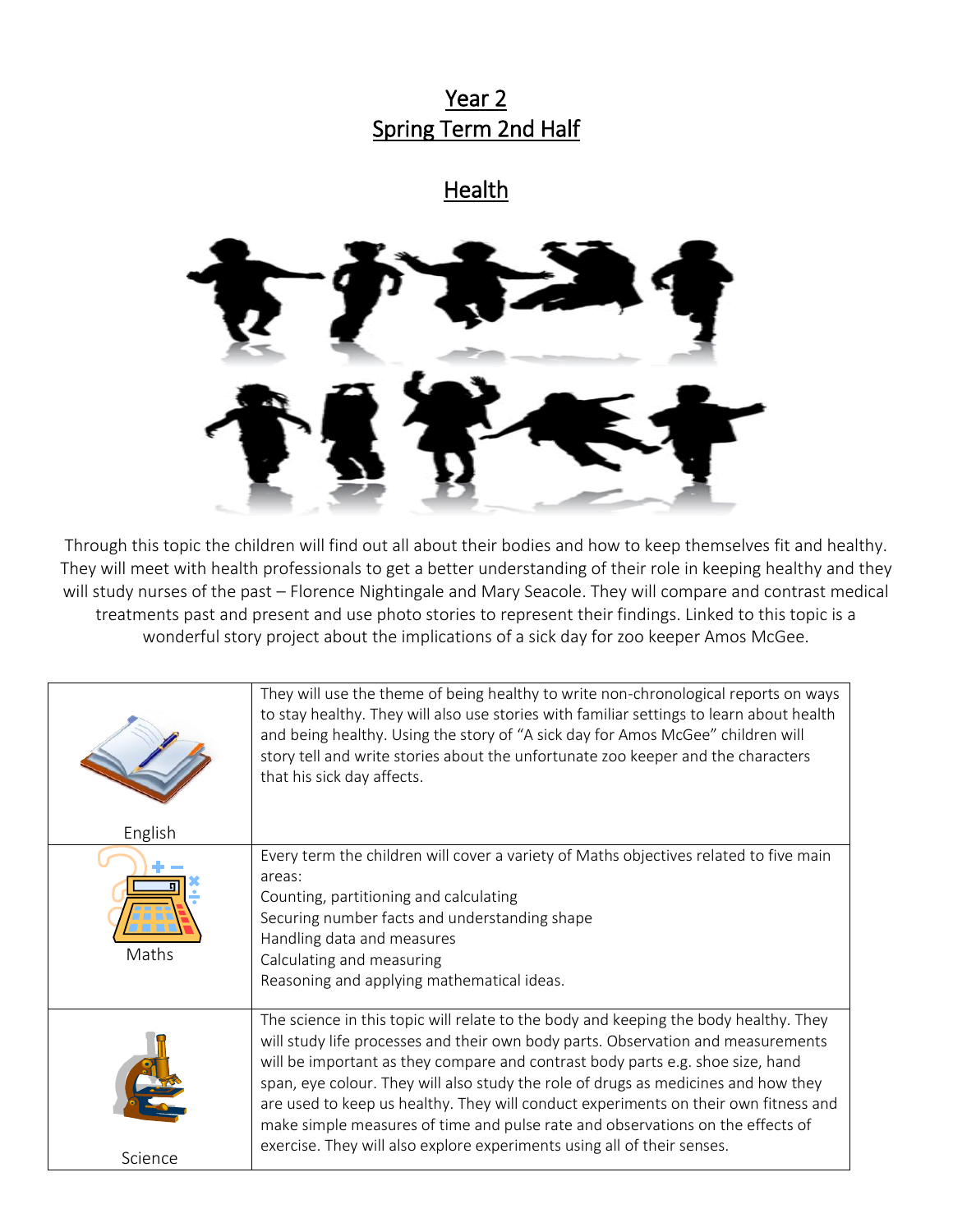# Year 2
# Spring Term 2nd Half

## Health

Through this topic the children will find out all about their bodies and how to keep themselves fit and healthy. They will meet with health professionals to get a better understanding of their role in keeping healthy and they will study nurses of the past – Florence Nightingale and Mary Seacole. They will compare and contrast medical treatments past and present and use photo stories to represent their findings. Linked to this topic is a wonderful story project about the implications of a sick day for zoo keeper Amos McGee.

| | |
|---|---|
| English | They will use the theme of being healthy to write non-chronological reports on ways to stay healthy. They will also use stories with familiar settings to learn about health and being healthy. Using the story of "A sick day for Amos McGee" children will story tell and write stories about the unfortunate zoo keeper and the characters that his sick day affects. |
| Maths | Every term the children will cover a variety of Maths objectives related to five main areas:<br>Counting, partitioning and calculating<br>Securing number facts and understanding shape<br>Handling data and measures<br>Calculating and measuring<br>Reasoning and applying mathematical ideas. |
| Science | The science in this topic will relate to the body and keeping the body healthy. They will study life processes and their own body parts. Observation and measurements will be important as they compare and contrast body parts e.g. shoe size, hand span, eye colour. They will also study the role of drugs as medicines and how they are used to keep us healthy. They will conduct experiments on their own fitness and make simple measures of time and pulse rate and observations on the effects of exercise. They will also explore experiments using all of their senses. |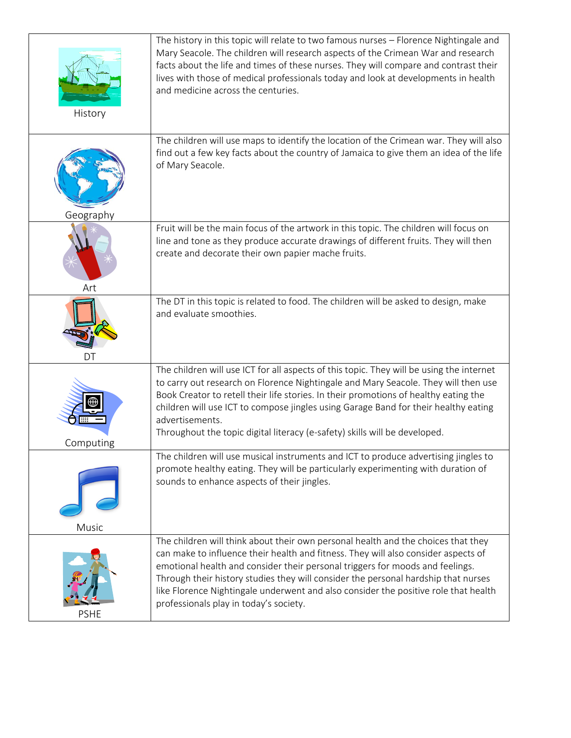| | |
|---|---|
| History | The history in this topic will relate to two famous nurses – Florence Nightingale and Mary Seacole. The children will research aspects of the Crimean War and research facts about the life and times of these nurses. They will compare and contrast their lives with those of medical professionals today and look at developments in health and medicine across the centuries. |
| Geography | The children will use maps to identify the location of the Crimean war. They will also find out a few key facts about the country of Jamaica to give them an idea of the life of Mary Seacole. |
| Art | Fruit will be the main focus of the artwork in this topic. The children will focus on line and tone as they produce accurate drawings of different fruits. They will then create and decorate their own papier mache fruits. |
| DT | The DT in this topic is related to food. The children will be asked to design, make and evaluate smoothies. |
| Computing | The children will use ICT for all aspects of this topic. They will be using the internet to carry out research on Florence Nightingale and Mary Seacole. They will then use Book Creator to retell their life stories. In their promotions of healthy eating the children will use ICT to compose jingles using Garage Band for their healthy eating advertisements.<br>Throughout the topic digital literacy (e-safety) skills will be developed. |
| Music | The children will use musical instruments and ICT to produce advertising jingles to promote healthy eating. They will be particularly experimenting with duration of sounds to enhance aspects of their jingles. |
| PSHE | The children will think about their own personal health and the choices that they can make to influence their health and fitness. They will also consider aspects of emotional health and consider their personal triggers for moods and feelings. Through their history studies they will consider the personal hardship that nurses like Florence Nightingale underwent and also consider the positive role that health professionals play in today's society. |